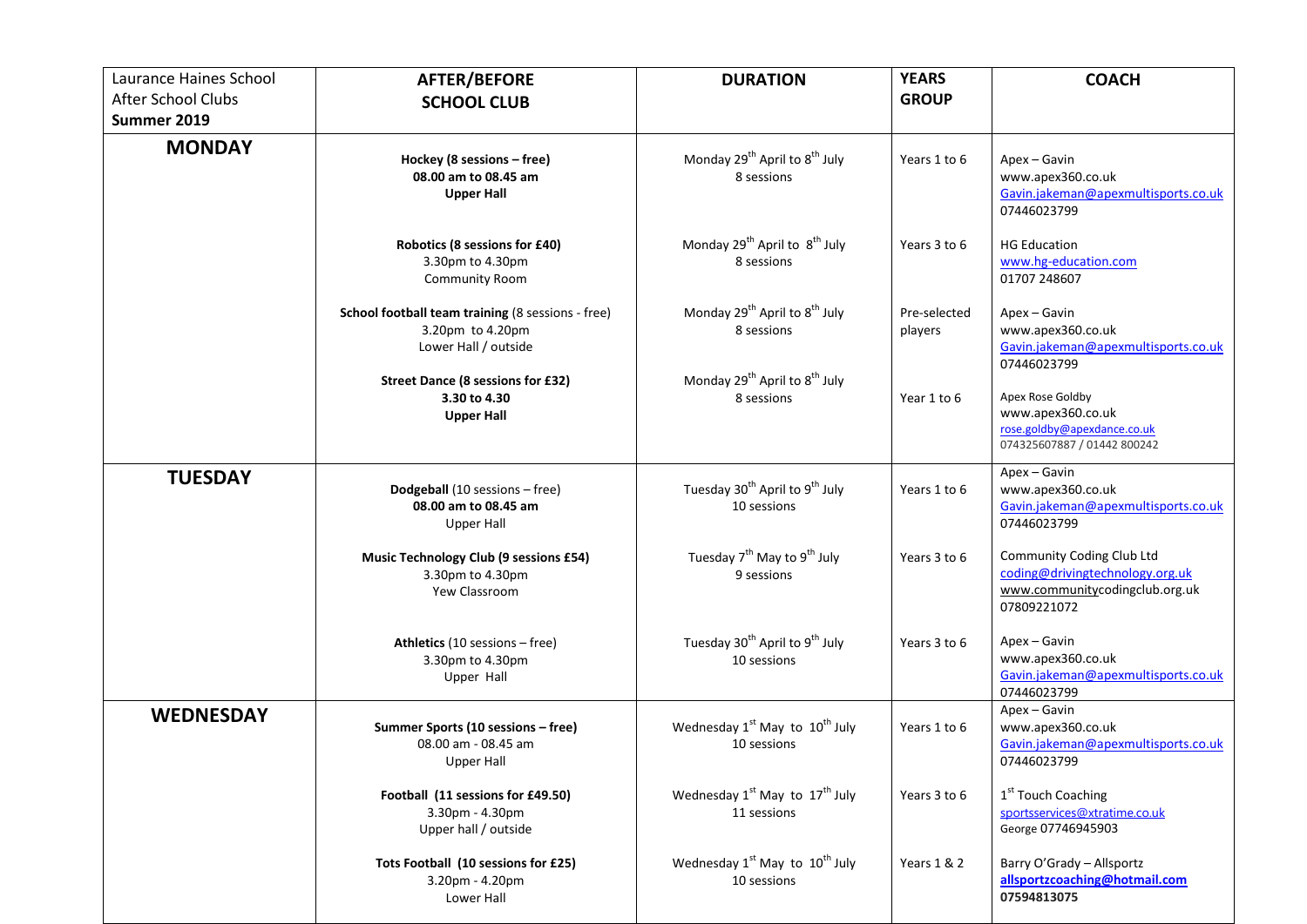| Laurance Haines School After School Clubs **Summer 2019** | **AFTER/BEFORE SCHOOL CLUB** | **DURATION** | **YEARS GROUP** | **COACH** |
|---|---|---|---|---|
| **MONDAY** | **Hockey (8 sessions – free)** **08.00 am to 08.45 am** **Upper Hall** | Monday 29th April to 8th July 8 sessions | Years 1 to 6 | Apex – Gavin www.apex360.co.uk Gavin.jakeman@apexmultisports.co.uk 07446023799 |
| | **Robotics (8 sessions for £40)** 3.30pm to 4.30pm Community Room | Monday 29th April to 8th July 8 sessions | Years 3 to 6 | HG Education www.hg-education.com 01707 248607 |
| | **School football team training** (8 sessions - free) 3.20pm to 4.20pm Lower Hall / outside | Monday 29th April to 8th July 8 sessions | Pre-selected players | Apex – Gavin www.apex360.co.uk Gavin.jakeman@apexmultisports.co.uk 07446023799 |
| | **Street Dance (8 sessions for £32)** **3.30 to 4.30** **Upper Hall** | Monday 29th April to 8th July 8 sessions | Year 1 to 6 | Apex Rose Goldby www.apex360.co.uk rose.goldby@apexdance.co.uk 074325607887 / 01442 800242 |
| **TUESDAY** | **Dodgeball** (10 sessions – free) **08.00 am to 08.45 am** Upper Hall | Tuesday 30th April to 9th July 10 sessions | Years 1 to 6 | Apex – Gavin www.apex360.co.uk Gavin.jakeman@apexmultisports.co.uk 07446023799 |
| | **Music Technology Club (9 sessions £54)** 3.30pm to 4.30pm Yew Classroom | Tuesday 7th May to 9th July 9 sessions | Years 3 to 6 | Community Coding Club Ltd coding@drivingtechnology.org.uk www.communitycodingclub.org.uk 07809221072 |
| | **Athletics** (10 sessions – free) 3.30pm to 4.30pm Upper Hall | Tuesday 30th April to 9th July 10 sessions | Years 3 to 6 | Apex – Gavin www.apex360.co.uk Gavin.jakeman@apexmultisports.co.uk 07446023799 |
| **WEDNESDAY** | **Summer Sports (10 sessions – free)** 08.00 am - 08.45 am Upper Hall | Wednesday 1st May to 10th July 10 sessions | Years 1 to 6 | Apex – Gavin www.apex360.co.uk Gavin.jakeman@apexmultisports.co.uk 07446023799 |
| | **Football (11 sessions for £49.50)** 3.30pm - 4.30pm Upper hall / outside | Wednesday 1st May to 17th July 11 sessions | Years 3 to 6 | 1st Touch Coaching sportsservices@xtratime.co.uk George 07746945903 |
| | **Tots Football (10 sessions for £25)** 3.20pm - 4.20pm Lower Hall | Wednesday 1st May to 10th July 10 sessions | Years 1 & 2 | Barry O'Grady – Allsportz **allsportzcoaching@hotmail.com** **07594813075** |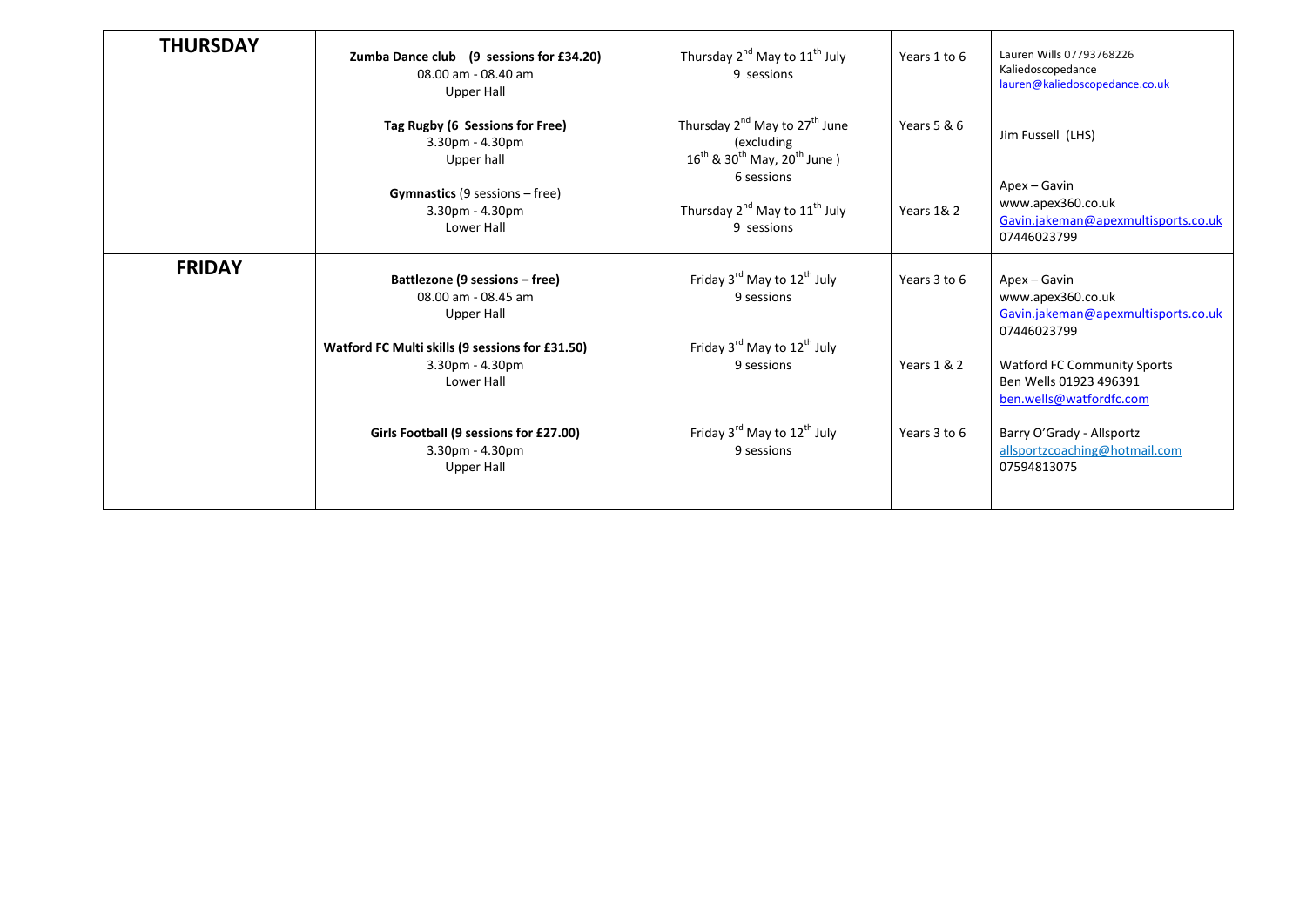| | | | | |
|---|---|---|---|---|
| **THURSDAY** | **Zumba Dance club (9 sessions for £34.20)**<br>08.00 am - 08.40 am<br>Upper Hall | Thursday 2nd May to 11th July<br>9 sessions | Years 1 to 6 | Lauren Wills 07793768226<br>Kaliedoscopedance<br>lauren@kaliedoscopedance.co.uk |
| | **Tag Rugby (6 Sessions for Free)**<br>3.30pm - 4.30pm<br>Upper hall | Thursday 2nd May to 27th June<br>(excluding<br>16th & 30th May, 20th June )<br>6 sessions | Years 5 & 6 | Jim Fussell (LHS) |
| | **Gymnastics** (9 sessions – free)<br>3.30pm - 4.30pm<br>Lower Hall | Thursday 2nd May to 11th July<br>9 sessions | Years 1& 2 | Apex – Gavin<br>www.apex360.co.uk<br>Gavin.jakeman@apexmultisports.co.uk<br>07446023799 |
| **FRIDAY** | **Battlezone (9 sessions – free)**<br>08.00 am - 08.45 am<br>Upper Hall | Friday 3rd May to 12th July<br>9 sessions | Years 3 to 6 | Apex – Gavin<br>www.apex360.co.uk<br>Gavin.jakeman@apexmultisports.co.uk<br>07446023799 |
| | **Watford FC Multi skills (9 sessions for £31.50)**<br>3.30pm - 4.30pm<br>Lower Hall | Friday 3rd May to 12th July<br>9 sessions | Years 1 & 2 | Watford FC Community Sports<br>Ben Wells 01923 496391<br>ben.wells@watfordfc.com |
| | **Girls Football (9 sessions for £27.00)**<br>3.30pm - 4.30pm<br>Upper Hall | Friday 3rd May to 12th July<br>9 sessions | Years 3 to 6 | Barry O'Grady - Allsportz<br>allsportzcoaching@hotmail.com<br>07594813075 |